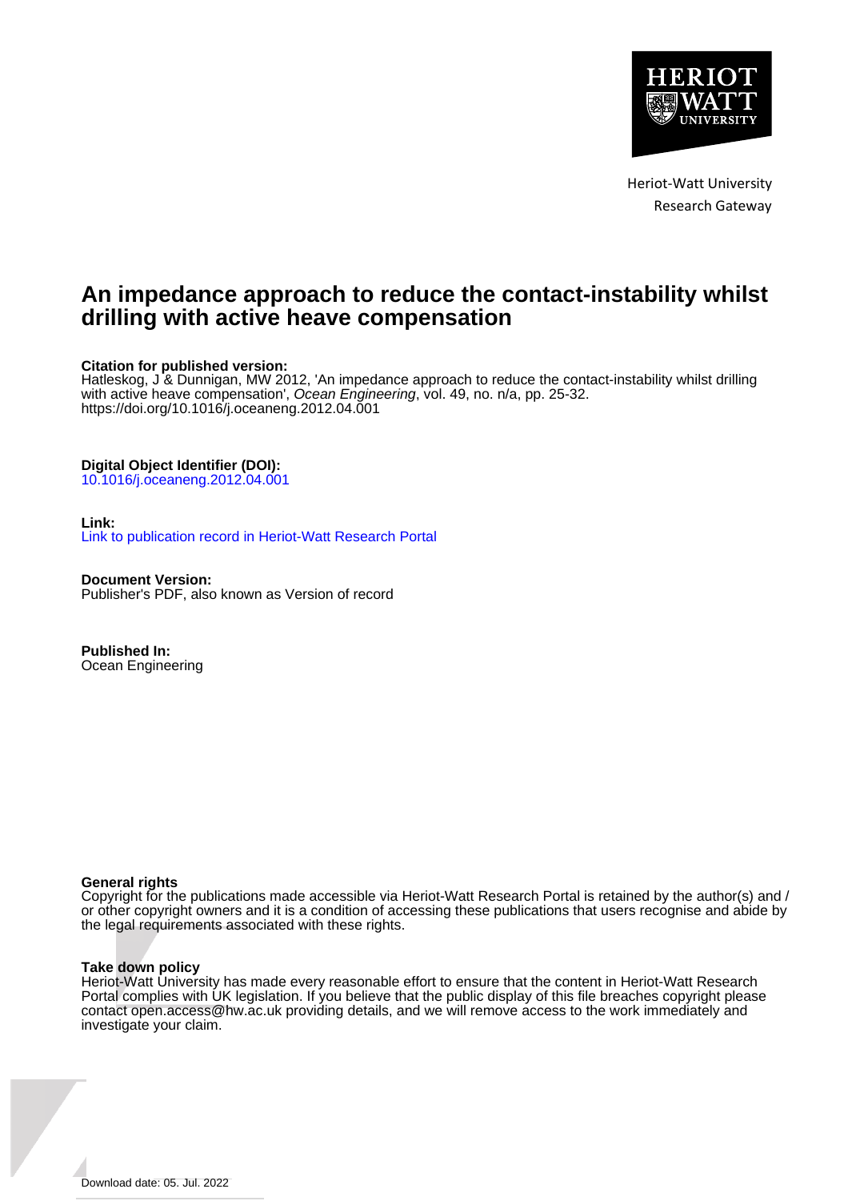Heriot-Watt University
Research Gateway

# An impedance approach to reduce the contact-instability whilst drilling with active heave compensation

**Citation for published version:**
Hatleskog, J & Dunnigan, MW 2012, 'An impedance approach to reduce the contact-instability whilst drilling with active heave compensation', *Ocean Engineering*, vol. 49, no. n/a, pp. 25-32.
https://doi.org/10.1016/j.oceaneng.2012.04.001

**Digital Object Identifier (DOI):**
10.1016/j.oceaneng.2012.04.001

**Link:**
Link to publication record in Heriot-Watt Research Portal

**Document Version:**
Publisher's PDF, also known as Version of record

**Published In:**
Ocean Engineering

**General rights**
Copyright for the publications made accessible via Heriot-Watt Research Portal is retained by the author(s) and / or other copyright owners and it is a condition of accessing these publications that users recognise and abide by the legal requirements associated with these rights.

**Take down policy**
Heriot-Watt University has made every reasonable effort to ensure that the content in Heriot-Watt Research Portal complies with UK legislation. If you believe that the public display of this file breaches copyright please contact open.access@hw.ac.uk providing details, and we will remove access to the work immediately and investigate your claim.

Download date: 05. Jul. 2022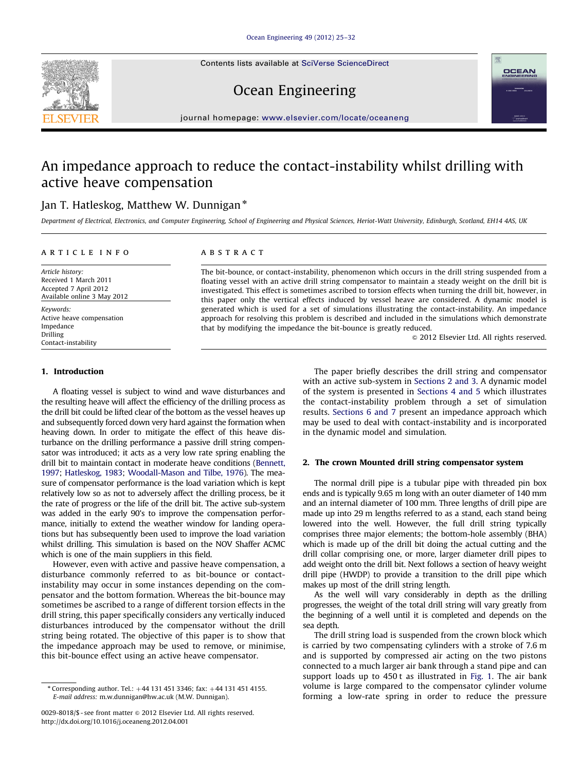# An impedance approach to reduce the contact-instability whilst drilling with active heave compensation

Jan T. Hatleskog, Matthew W. Dunnigan *

*Department of Electrical, Electronics, and Computer Engineering, School of Engineering and Physical Sciences, Heriot-Watt University, Edinburgh, Scotland, EH14 4AS, UK*

## ARTICLE INFO

*Article history:*
Received 1 March 2011
Accepted 7 April 2012
Available online 3 May 2012

*Keywords:*
Active heave compensation
Impedance
Drilling
Contact-instability

## ABSTRACT

The bit-bounce, or contact-instability, phenomenon which occurs in the drill string suspended from a floating vessel with an active drill string compensator to maintain a steady weight on the drill bit is investigated. This effect is sometimes ascribed to torsion effects when turning the drill bit, however, in this paper only the vertical effects induced by vessel heave are considered. A dynamic model is generated which is used for a set of simulations illustrating the contact-instability. An impedance approach for resolving this problem is described and included in the simulations which demonstrate that by modifying the impedance the bit-bounce is greatly reduced.

© 2012 Elsevier Ltd. All rights reserved.

## 1. Introduction

A floating vessel is subject to wind and wave disturbances and the resulting heave will affect the efficiency of the drilling process as the drill bit could be lifted clear of the bottom as the vessel heaves up and subsequently forced down very hard against the formation when heaving down. In order to mitigate the effect of this heave disturbance on the drilling performance a passive drill string compensator was introduced; it acts as a very low rate spring enabling the drill bit to maintain contact in moderate heave conditions (Bennett, 1997; Hatleskog, 1983; Woodall-Mason and Tilbe, 1976). The measure of compensator performance is the load variation which is kept relatively low so as not to adversely affect the drilling process, be it the rate of progress or the life of the drill bit. The active sub-system was added in the early 90's to improve the compensation performance, initially to extend the weather window for landing operations but has subsequently been used to improve the load variation whilst drilling. This simulation is based on the NOV Shaffer ACMC which is one of the main suppliers in this field.

However, even with active and passive heave compensation, a disturbance commonly referred to as bit-bounce or contact-instability may occur in some instances depending on the compensator and the bottom formation. Whereas the bit-bounce may sometimes be ascribed to a range of different torsion effects in the drill string, this paper specifically considers any vertically induced disturbances introduced by the compensator without the drill string being rotated. The objective of this paper is to show that the impedance approach may be used to remove, or minimise, this bit-bounce effect using an active heave compensator.

The paper briefly describes the drill string and compensator with an active sub-system in Sections 2 and 3. A dynamic model of the system is presented in Sections 4 and 5 which illustrates the contact-instability problem through a set of simulation results. Sections 6 and 7 present an impedance approach which may be used to deal with contact-instability and is incorporated in the dynamic model and simulation.

## 2. The crown Mounted drill string compensator system

The normal drill pipe is a tubular pipe with threaded pin box ends and is typically 9.65 m long with an outer diameter of 140 mm and an internal diameter of 100 mm. Three lengths of drill pipe are made up into 29 m lengths referred to as a stand, each stand being lowered into the well. However, the full drill string typically comprises three major elements; the bottom-hole assembly (BHA) which is made up of the drill bit doing the actual cutting and the drill collar comprising one, or more, larger diameter drill pipes to add weight onto the drill bit. Next follows a section of heavy weight drill pipe (HWDP) to provide a transition to the drill pipe which makes up most of the drill string length.

As the well will vary considerably in depth as the drilling progresses, the weight of the total drill string will vary greatly from the beginning of a well until it is completed and depends on the sea depth.

The drill string load is suspended from the crown block which is carried by two compensating cylinders with a stroke of 7.6 m and is supported by compressed air acting on the two pistons connected to a much larger air bank through a stand pipe and can support loads up to 450 t as illustrated in Fig. 1. The air bank volume is large compared to the compensator cylinder volume forming a low-rate spring in order to reduce the pressure

---

* Corresponding author. Tel.: +44 131 451 3346; fax: +44 131 451 4155.
*E-mail address:* m.w.dunnigan@hw.ac.uk (M.W. Dunnigan).

0029-8018/$ - see front matter © 2012 Elsevier Ltd. All rights reserved.
http://dx.doi.org/10.1016/j.oceaneng.2012.04.001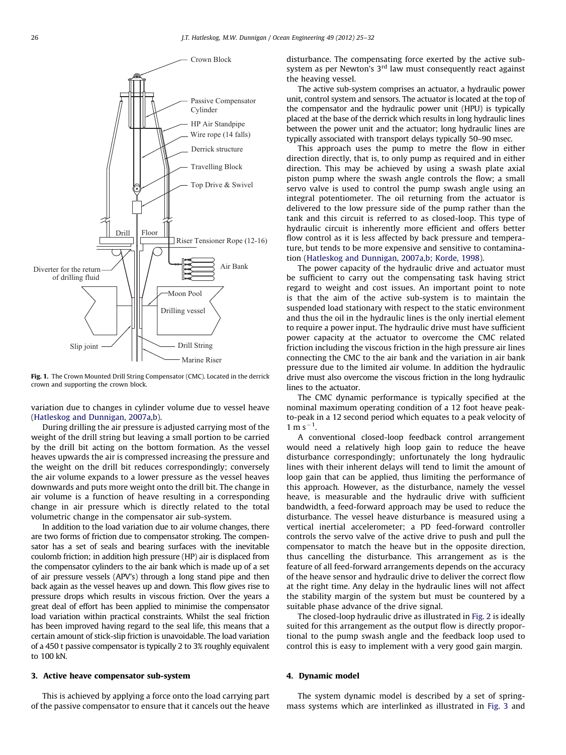Fig. 1. The Crown Mounted Drill String Compensator (CMC). Located in the derrick crown and supporting the crown block.

variation due to changes in cylinder volume due to vessel heave (Hatleskog and Dunnigan, 2007a,b).

During drilling the air pressure is adjusted carrying most of the weight of the drill string but leaving a small portion to be carried by the drill bit acting on the bottom formation. As the vessel heaves upwards the air is compressed increasing the pressure and the weight on the drill bit reduces correspondingly; conversely the air volume expands to a lower pressure as the vessel heaves downwards and puts more weight onto the drill bit. The change in air volume is a function of heave resulting in a corresponding change in air pressure which is directly related to the total volumetric change in the compensator air sub-system.

In addition to the load variation due to air volume changes, there are two forms of friction due to compensator stroking. The compensator has a set of seals and bearing surfaces with the inevitable coulomb friction; in addition high pressure (HP) air is displaced from the compensator cylinders to the air bank which is made up of a set of air pressure vessels (APV's) through a long stand pipe and then back again as the vessel heaves up and down. This flow gives rise to pressure drops which results in viscous friction. Over the years a great deal of effort has been applied to minimise the compensator load variation within practical constraints. Whilst the seal friction has been improved having regard to the seal life, this means that a certain amount of stick-slip friction is unavoidable. The load variation of a 450 t passive compensator is typically 2 to 3% roughly equivalent to 100 kN.

## 3. Active heave compensator sub-system

This is achieved by applying a force onto the load carrying part of the passive compensator to ensure that it cancels out the heave disturbance. The compensating force exerted by the active sub-system as per Newton's 3rd law must consequently react against the heaving vessel.

The active sub-system comprises an actuator, a hydraulic power unit, control system and sensors. The actuator is located at the top of the compensator and the hydraulic power unit (HPU) is typically placed at the base of the derrick which results in long hydraulic lines between the power unit and the actuator; long hydraulic lines are typically associated with transport delays typically 50–90 msec.

This approach uses the pump to metre the flow in either direction directly, that is, to only pump as required and in either direction. This may be achieved by using a swash plate axial piston pump where the swash angle controls the flow; a small servo valve is used to control the pump swash angle using an integral potentiometer. The oil returning from the actuator is delivered to the low pressure side of the pump rather than the tank and this circuit is referred to as closed-loop. This type of hydraulic circuit is inherently more efficient and offers better flow control as it is less affected by back pressure and temperature, but tends to be more expensive and sensitive to contamination (Hatleskog and Dunnigan, 2007a,b; Korde, 1998).

The power capacity of the hydraulic drive and actuator must be sufficient to carry out the compensating task having strict regard to weight and cost issues. An important point to note is that the aim of the active sub-system is to maintain the suspended load stationary with respect to the static environment and thus the oil in the hydraulic lines is the only inertial element to require a power input. The hydraulic drive must have sufficient power capacity at the actuator to overcome the CMC related friction including the viscous friction in the high pressure air lines connecting the CMC to the air bank and the variation in air bank pressure due to the limited air volume. In addition the hydraulic drive must also overcome the viscous friction in the long hydraulic lines to the actuator.

The CMC dynamic performance is typically specified at the nominal maximum operating condition of a 12 foot heave peak-to-peak in a 12 second period which equates to a peak velocity of $1\ \mathrm{m\,s^{-1}}$.

A conventional closed-loop feedback control arrangement would need a relatively high loop gain to reduce the heave disturbance correspondingly; unfortunately the long hydraulic lines with their inherent delays will tend to limit the amount of loop gain that can be applied, thus limiting the performance of this approach. However, as the disturbance, namely the vessel heave, is measurable and the hydraulic drive with sufficient bandwidth, a feed-forward approach may be used to reduce the disturbance. The vessel heave disturbance is measured using a vertical inertial accelerometer; a PD feed-forward controller controls the servo valve of the active drive to push and pull the compensator to match the heave but in the opposite direction, thus cancelling the disturbance. This arrangement as is the feature of all feed-forward arrangements depends on the accuracy of the heave sensor and hydraulic drive to deliver the correct flow at the right time. Any delay in the hydraulic lines will not affect the stability margin of the system but must be countered by a suitable phase advance of the drive signal.

The closed-loop hydraulic drive as illustrated in Fig. 2 is ideally suited for this arrangement as the output flow is directly proportional to the pump swash angle and the feedback loop used to control this is easy to implement with a very good gain margin.

## 4. Dynamic model

The system dynamic model is described by a set of spring-mass systems which are interlinked as illustrated in Fig. 3 and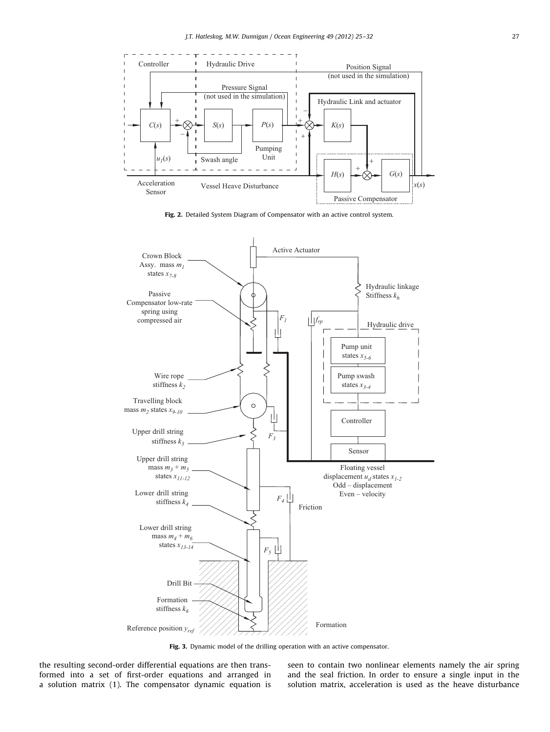Fig. 2. Detailed System Diagram of Compensator with an active control system.

Fig. 3. Dynamic model of the drilling operation with an active compensator.

the resulting second-order differential equations are then transformed into a set of first-order equations and arranged in a solution matrix (1). The compensator dynamic equation is seen to contain two nonlinear elements namely the air spring and the seal friction. In order to ensure a single input in the solution matrix, acceleration is used as the heave disturbance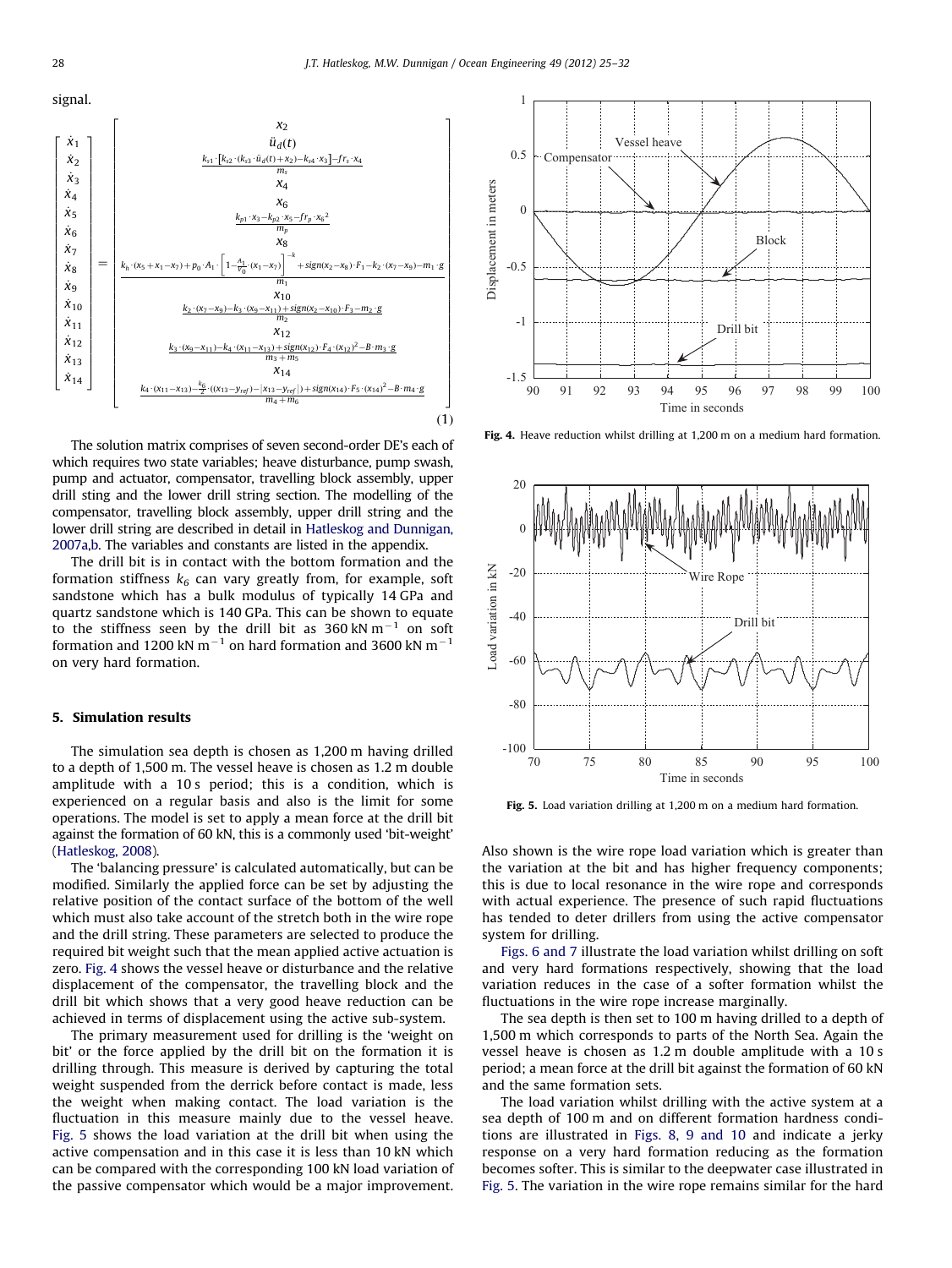signal.

$$
\begin{bmatrix} \dot{x}_1 \\ \dot{x}_2 \\ \dot{x}_3 \\ \dot{x}_4 \\ \dot{x}_5 \\ \dot{x}_6 \\ \dot{x}_7 \\ \dot{x}_8 \\ \dot{x}_9 \\ \dot{x}_{10} \\ \dot{x}_{11} \\ \dot{x}_{12} \\ \dot{x}_{13} \\ \dot{x}_{14} \end{bmatrix} = \begin{bmatrix} x_2 \\ \ddot{u}_d(t) \\ \frac{k_{s1}\cdot[k_{s2}\cdot(k_{s3}\cdot \dot{u}_d(t)+x_2)-k_{s4}\cdot x_3]-fr_s\cdot x_4}{m_s} \\ x_4 \\ x_6 \\ \frac{k_{p1}\cdot x_3-k_{p2}\cdot x_5-fr_p\cdot x_6{}^2}{m_p} \\ x_8 \\ \frac{k_h\cdot(x_5+x_1-x_7)+p_0\cdot A_1\cdot\left[1-\frac{A_1}{V_0}\cdot(x_1-x_7)\right]^{-k}+sign(x_2-x_8)\cdot F_1-k_2\cdot(x_7-x_9)-m_1\cdot g}{m_1} \\ x_{10} \\ \frac{k_2\cdot(x_7-x_9)-k_3\cdot(x_9-x_{11})+sign(x_2-x_{10})\cdot F_3-m_2\cdot g}{m_2} \\ x_{12} \\ \frac{k_3\cdot(x_9-x_{11})-k_4\cdot(x_{11}-x_{13})+sign(x_{12})\cdot F_4\cdot(x_{12})^2-B\cdot m_3\cdot g}{m_3+m_5} \\ x_{14} \\ \frac{k_4\cdot(x_{11}-x_{13})-\frac{k_6}{2}\cdot((x_{13}-y_{ref})-|x_{13}-y_{ref}|)+sign(x_{14})\cdot F_5\cdot(x_{14})^2-B\cdot m_4\cdot g}{m_4+m_6} \end{bmatrix} \tag{1}
$$

The solution matrix comprises of seven second-order DE's each of which requires two state variables; heave disturbance, pump swash, pump and actuator, compensator, travelling block assembly, upper drill sting and the lower drill string section. The modelling of the compensator, travelling block assembly, upper drill string and the lower drill string are described in detail in Hatleskog and Dunnigan, 2007a,b. The variables and constants are listed in the appendix.

The drill bit is in contact with the bottom formation and the formation stiffness $k_6$ can vary greatly from, for example, soft sandstone which has a bulk modulus of typically 14 GPa and quartz sandstone which is 140 GPa. This can be shown to equate to the stiffness seen by the drill bit as 360 kN m$^{-1}$ on soft formation and 1200 kN m$^{-1}$ on hard formation and 3600 kN m$^{-1}$ on very hard formation.

## 5. Simulation results

The simulation sea depth is chosen as 1,200 m having drilled to a depth of 1,500 m. The vessel heave is chosen as 1.2 m double amplitude with a 10 s period; this is a condition, which is experienced on a regular basis and also is the limit for some operations. The model is set to apply a mean force at the drill bit against the formation of 60 kN, this is a commonly used 'bit-weight' (Hatleskog, 2008).

The 'balancing pressure' is calculated automatically, but can be modified. Similarly the applied force can be set by adjusting the relative position of the contact surface of the bottom of the well which must also take account of the stretch both in the wire rope and the drill string. These parameters are selected to produce the required bit weight such that the mean applied active actuation is zero. Fig. 4 shows the vessel heave or disturbance and the relative displacement of the compensator, the travelling block and the drill bit which shows that a very good heave reduction can be achieved in terms of displacement using the active sub-system.

The primary measurement used for drilling is the 'weight on bit' or the force applied by the drill bit on the formation it is drilling through. This measure is derived by capturing the total weight suspended from the derrick before contact is made, less the weight when making contact. The load variation is the fluctuation in this measure mainly due to the vessel heave. Fig. 5 shows the load variation at the drill bit when using the active compensation and in this case it is less than 10 kN which can be compared with the corresponding 100 kN load variation of the passive compensator which would be a major improvement.

Fig. 4. Heave reduction whilst drilling at 1,200 m on a medium hard formation.

Fig. 5. Load variation drilling at 1,200 m on a medium hard formation.

Also shown is the wire rope load variation which is greater than the variation at the bit and has higher frequency components; this is due to local resonance in the wire rope and corresponds with actual experience. The presence of such rapid fluctuations has tended to deter drillers from using the active compensator system for drilling.

Figs. 6 and 7 illustrate the load variation whilst drilling on soft and very hard formations respectively, showing that the load variation reduces in the case of a softer formation whilst the fluctuations in the wire rope increase marginally.

The sea depth is then set to 100 m having drilled to a depth of 1,500 m which corresponds to parts of the North Sea. Again the vessel heave is chosen as 1.2 m double amplitude with a 10 s period; a mean force at the drill bit against the formation of 60 kN and the same formation sets.

The load variation whilst drilling with the active system at a sea depth of 100 m and on different formation hardness conditions are illustrated in Figs. 8, 9 and 10 and indicate a jerky response on a very hard formation reducing as the formation becomes softer. This is similar to the deepwater case illustrated in Fig. 5. The variation in the wire rope remains similar for the hard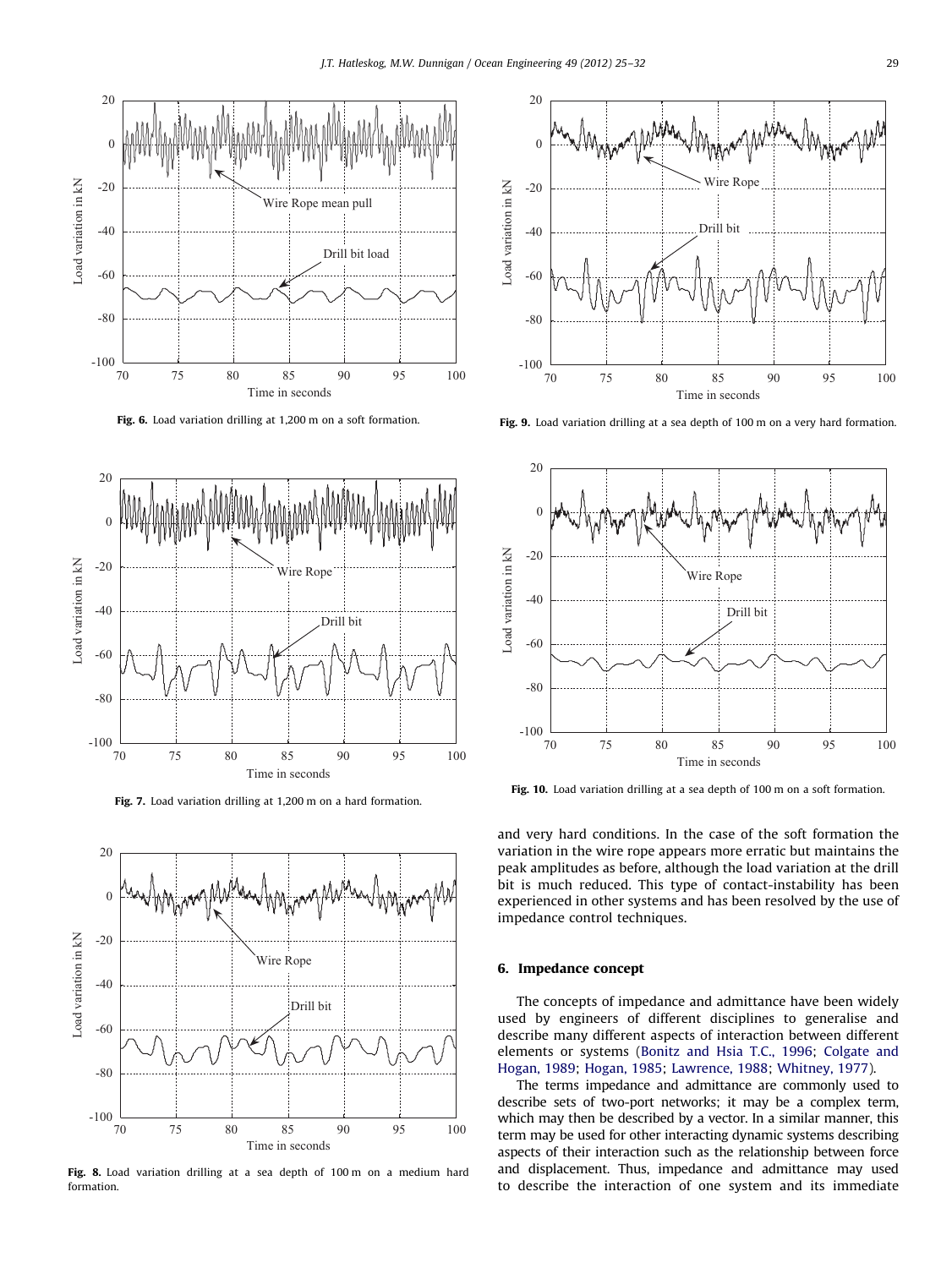Fig. 6. Load variation drilling at 1,200 m on a soft formation.

Fig. 7. Load variation drilling at 1,200 m on a hard formation.

Fig. 8. Load variation drilling at a sea depth of 100 m on a medium hard formation.

Fig. 9. Load variation drilling at a sea depth of 100 m on a very hard formation.

Fig. 10. Load variation drilling at a sea depth of 100 m on a soft formation.

and very hard conditions. In the case of the soft formation the variation in the wire rope appears more erratic but maintains the peak amplitudes as before, although the load variation at the drill bit is much reduced. This type of contact-instability has been experienced in other systems and has been resolved by the use of impedance control techniques.

## 6. Impedance concept

The concepts of impedance and admittance have been widely used by engineers of different disciplines to generalise and describe many different aspects of interaction between different elements or systems (Bonitz and Hsia T.C., 1996; Colgate and Hogan, 1989; Hogan, 1985; Lawrence, 1988; Whitney, 1977).

The terms impedance and admittance are commonly used to describe sets of two-port networks; it may be a complex term, which may then be described by a vector. In a similar manner, this term may be used for other interacting dynamic systems describing aspects of their interaction such as the relationship between force and displacement. Thus, impedance and admittance may used to describe the interaction of one system and its immediate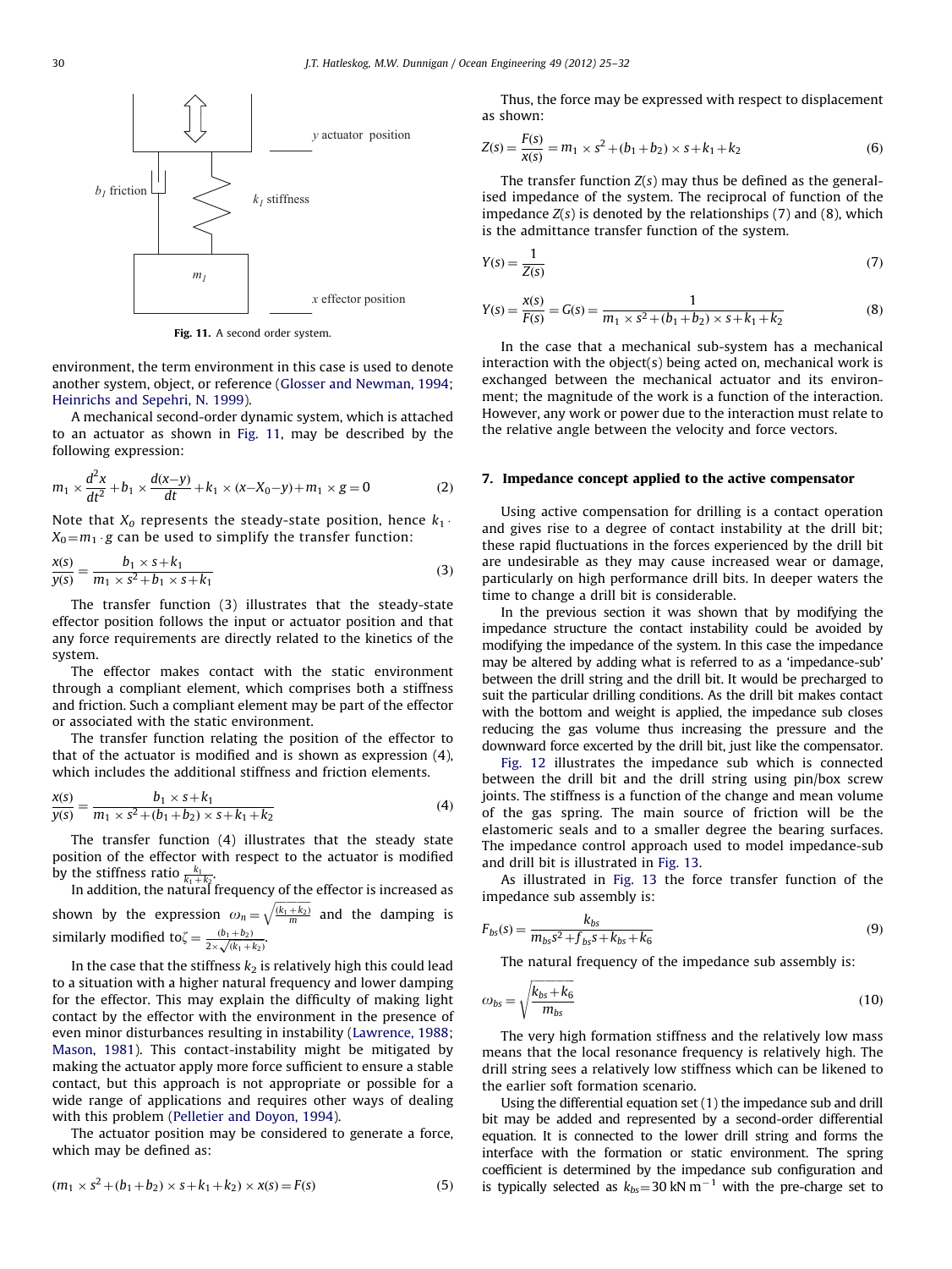Fig. 11. A second order system.

environment, the term environment in this case is used to denote another system, object, or reference (Glosser and Newman, 1994; Heinrichs and Sepehri, N. 1999).

A mechanical second-order dynamic system, which is attached to an actuator as shown in Fig. 11, may be described by the following expression:

$$m_1 \times \frac{d^2x}{dt^2} + b_1 \times \frac{d(x-y)}{dt} + k_1 \times (x - X_0 - y) + m_1 \times g = 0 \tag{2}$$

Note that $X_0$ represents the steady-state position, hence $k_1 \cdot X_0 = m_1 \cdot g$ can be used to simplify the transfer function:

$$\frac{x(s)}{y(s)} = \frac{b_1 \times s + k_1}{m_1 \times s^2 + b_1 \times s + k_1} \tag{3}$$

The transfer function (3) illustrates that the steady-state effector position follows the input or actuator position and that any force requirements are directly related to the kinetics of the system.

The effector makes contact with the static environment through a compliant element, which comprises both a stiffness and friction. Such a compliant element may be part of the effector or associated with the static environment.

The transfer function relating the position of the effector to that of the actuator is modified and is shown as expression (4), which includes the additional stiffness and friction elements.

$$\frac{x(s)}{y(s)} = \frac{b_1 \times s + k_1}{m_1 \times s^2 + (b_1 + b_2) \times s + k_1 + k_2} \tag{4}$$

The transfer function (4) illustrates that the steady state position of the effector with respect to the actuator is modified by the stiffness ratio $\frac{k_1}{k_1 + k_2}$.

In addition, the natural frequency of the effector is increased as shown by the expression $\omega_n = \sqrt{\frac{(k_1 + k_2)}{m}}$ and the damping is similarly modified to $\zeta = \frac{(b_1 + b_2)}{2 \times \sqrt{(k_1 + k_2)}}$.

In the case that the stiffness $k_2$ is relatively high this could lead to a situation with a higher natural frequency and lower damping for the effector. This may explain the difficulty of making light contact by the effector with the environment in the presence of even minor disturbances resulting in instability (Lawrence, 1988; Mason, 1981). This contact-instability might be mitigated by making the actuator apply more force sufficient to ensure a stable contact, but this approach is not appropriate or possible for a wide range of applications and requires other ways of dealing with this problem (Pelletier and Doyon, 1994).

The actuator position may be considered to generate a force, which may be defined as:

$$(m_1 \times s^2 + (b_1 + b_2) \times s + k_1 + k_2) \times x(s) = F(s) \tag{5}$$

Thus, the force may be expressed with respect to displacement as shown:

$$Z(s) = \frac{F(s)}{x(s)} = m_1 \times s^2 + (b_1 + b_2) \times s + k_1 + k_2 \tag{6}$$

The transfer function $Z(s)$ may thus be defined as the generalised impedance of the system. The reciprocal of function of the impedance $Z(s)$ is denoted by the relationships (7) and (8), which is the admittance transfer function of the system.

$$Y(s) = \frac{1}{Z(s)} \tag{7}$$

$$Y(s) = \frac{x(s)}{F(s)} = G(s) = \frac{1}{m_1 \times s^2 + (b_1 + b_2) \times s + k_1 + k_2} \tag{8}$$

In the case that a mechanical sub-system has a mechanical interaction with the object(s) being acted on, mechanical work is exchanged between the mechanical actuator and its environment; the magnitude of the work is a function of the interaction. However, any work or power due to the interaction must relate to the relative angle between the velocity and force vectors.

## 7. Impedance concept applied to the active compensator

Using active compensation for drilling is a contact operation and gives rise to a degree of contact instability at the drill bit; these rapid fluctuations in the forces experienced by the drill bit are undesirable as they may cause increased wear or damage, particularly on high performance drill bits. In deeper waters the time to change a drill bit is considerable.

In the previous section it was shown that by modifying the impedance structure the contact instability could be avoided by modifying the impedance of the system. In this case the impedance may be altered by adding what is referred to as a 'impedance-sub' between the drill string and the drill bit. It would be precharged to suit the particular drilling conditions. As the drill bit makes contact with the bottom and weight is applied, the impedance sub closes reducing the gas volume thus increasing the pressure and the downward force excerted by the drill bit, just like the compensator.

Fig. 12 illustrates the impedance sub which is connected between the drill bit and the drill string using pin/box screw joints. The stiffness is a function of the change and mean volume of the gas spring. The main source of friction will be the elastomeric seals and to a smaller degree the bearing surfaces. The impedance control approach used to model impedance-sub and drill bit is illustrated in Fig. 13.

As illustrated in Fig. 13 the force transfer function of the impedance sub assembly is:

$$F_{bs}(s) = \frac{k_{bs}}{m_{bs}s^2 + f_{bs}s + k_{bs} + k_6} \tag{9}$$

The natural frequency of the impedance sub assembly is:

$$\omega_{bs} = \sqrt{\frac{k_{bs} + k_6}{m_{bs}}} \tag{10}$$

The very high formation stiffness and the relatively low mass means that the local resonance frequency is relatively high. The drill string sees a relatively low stiffness which can be likened to the earlier soft formation scenario.

Using the differential equation set (1) the impedance sub and drill bit may be added and represented by a second-order differential equation. It is connected to the lower drill string and forms the interface with the formation or static environment. The spring coefficient is determined by the impedance sub configuration and is typically selected as $k_{bs} = 30\ \mathrm{kN\ m^{-1}}$ with the pre-charge set to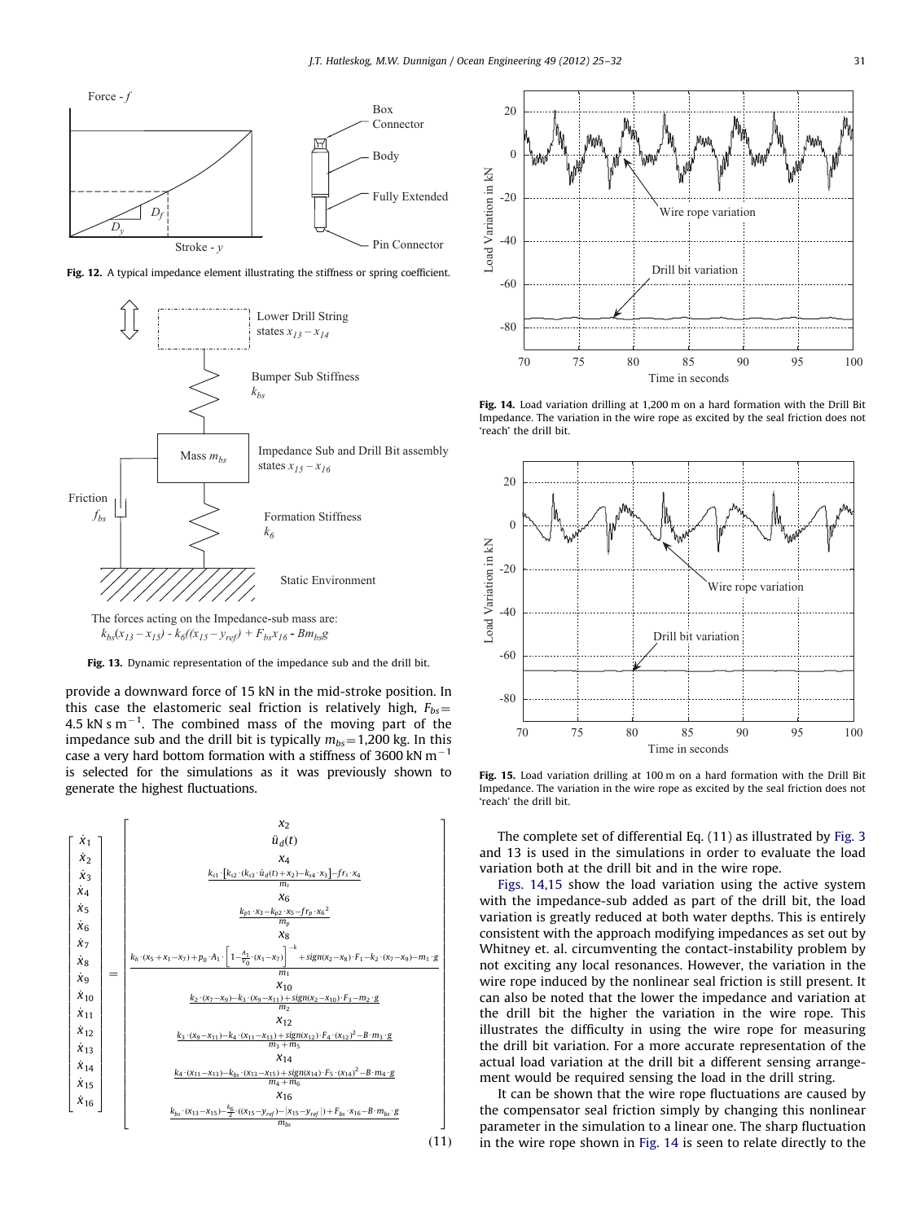Fig. 12. A typical impedance element illustrating the stiffness or spring coefficient.

Fig. 13. Dynamic representation of the impedance sub and the drill bit.

The forces acting on the Impedance-sub mass are: $k_{bs}(x_{13}-x_{15}) - k_6((x_{15}-y_{ref}) + F_{bs}x_{16} - Bm_{bs}g$

provide a downward force of 15 kN in the mid-stroke position. In this case the elastomeric seal friction is relatively high, $F_{bs}$= 4.5 kN s m$^{-1}$. The combined mass of the moving part of the impedance sub and the drill bit is typically $m_{bs}$=1,200 kg. In this case a very hard bottom formation with a stiffness of 3600 kN m$^{-1}$ is selected for the simulations as it was previously shown to generate the highest fluctuations.

$$
\begin{bmatrix} \dot{x}_1 \\ \dot{x}_2 \\ \dot{x}_3 \\ \dot{x}_4 \\ \dot{x}_5 \\ \dot{x}_6 \\ \dot{x}_7 \\ \dot{x}_8 \\ \dot{x}_9 \\ \dot{x}_{10} \\ \dot{x}_{11} \\ \dot{x}_{12} \\ \dot{x}_{13} \\ \dot{x}_{14} \\ \dot{x}_{15} \\ \dot{x}_{16} \end{bmatrix} = \begin{bmatrix} x_2 \\ \ddot{u}_d(t) \\ x_4 \\ \frac{k_{s1}\cdot[k_{s2}\cdot(k_{s3}\cdot\ddot{u}_d(t)+x_2)-k_{s4}\cdot x_3]-fr_s\cdot x_4}{m_s} \\ x_6 \\ \frac{k_{p1}\cdot x_3 - k_{p2}\cdot x_5 - fr_p\cdot x_6^2}{m_p} \\ x_8 \\ \frac{k_h\cdot(x_5+x_1-x_7)+p_0\cdot A_1\cdot\left[1-\frac{A_1}{V_0}\cdot(x_1-x_7)\right]^{-k}+sign(x_2-x_8)\cdot F_1 - k_2\cdot(x_7-x_9)-m_1\cdot g}{m_1} \\ x_{10} \\ \frac{k_2\cdot(x_7-x_9)-k_3\cdot(x_9-x_{11})+sign(x_2-x_{10})\cdot F_3 - m_2\cdot g}{m_2} \\ x_{12} \\ \frac{k_3\cdot(x_9-x_{11})-k_4\cdot(x_{11}-x_{13})+sign(x_{12})\cdot F_4\cdot(x_{12})^2 - B\cdot m_3\cdot g}{m_3+m_5} \\ x_{14} \\ \frac{k_4\cdot(x_{11}-x_{13})-k_{bs}\cdot(x_{13}-x_{15})+sign(x_{14})\cdot F_5\cdot(x_{14})^2-B\cdot m_4\cdot g}{m_4+m_6} \\ x_{16} \\ \frac{k_{bs}\cdot(x_{13}-x_{15})-\frac{k_6}{2}\cdot((x_{15}-y_{ref})-|x_{15}-y_{ref}|)+F_{bs}\cdot x_{16}-B\cdot m_{bs}\cdot g}{m_{bs}} \end{bmatrix} \tag{11}
$$

Fig. 14. Load variation drilling at 1,200 m on a hard formation with the Drill Bit Impedance. The variation in the wire rope as excited by the seal friction does not 'reach' the drill bit.

Fig. 15. Load variation drilling at 100 m on a hard formation with the Drill Bit Impedance. The variation in the wire rope as excited by the seal friction does not 'reach' the drill bit.

The complete set of differential Eq. (11) as illustrated by Fig. 3 and 13 is used in the simulations in order to evaluate the load variation both at the drill bit and in the wire rope.

Figs. 14,15 show the load variation using the active system with the impedance-sub added as part of the drill bit, the load variation is greatly reduced at both water depths. This is entirely consistent with the approach modifying impedances as set out by Whitney et. al. circumventing the contact-instability problem by not exciting any local resonances. However, the variation in the wire rope induced by the nonlinear seal friction is still present. It can also be noted that the lower the impedance and variation at the drill bit the higher the variation in the wire rope. This illustrates the difficulty in using the wire rope for measuring the drill bit variation. For a more accurate representation of the actual load variation at the drill bit a different sensing arrangement would be required sensing the load in the drill string.

It can be shown that the wire rope fluctuations are caused by the compensator seal friction simply by changing this nonlinear parameter in the simulation to a linear one. The sharp fluctuation in the wire rope shown in Fig. 14 is seen to relate directly to the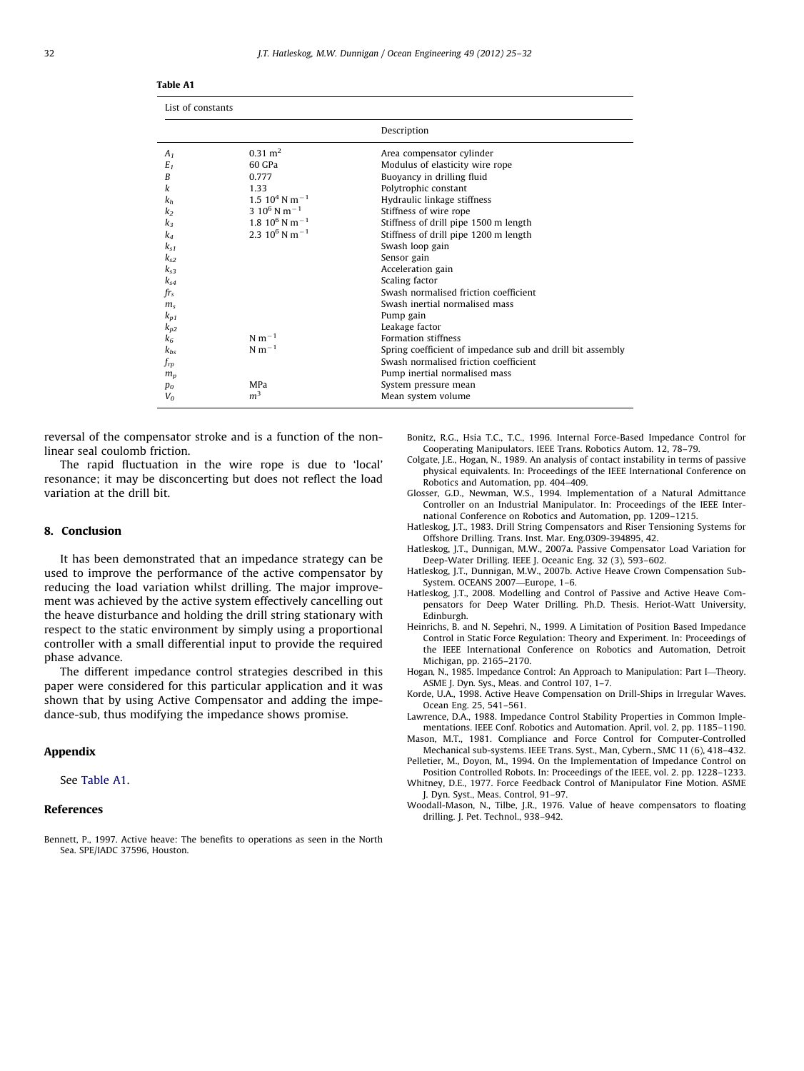**Table A1**

List of constants

| | | Description |
|---|---|---|
| $A_1$ | 0.31 $m^2$ | Area compensator cylinder |
| $E_1$ | 60 GPa | Modulus of elasticity wire rope |
| $B$ | 0.777 | Buoyancy in drilling fluid |
| $k$ | 1.33 | Polytrophic constant |
| $k_h$ | 1.5 $10^4$ N $m^{-1}$ | Hydraulic linkage stiffness |
| $k_2$ | 3 $10^6$ N $m^{-1}$ | Stiffness of wire rope |
| $k_3$ | 1.8 $10^6$ N $m^{-1}$ | Stiffness of drill pipe 1500 m length |
| $k_4$ | 2.3 $10^6$ N $m^{-1}$ | Stiffness of drill pipe 1200 m length |
| $k_{s1}$ | | Swash loop gain |
| $k_{s2}$ | | Sensor gain |
| $k_{s3}$ | | Acceleration gain |
| $k_{s4}$ | | Scaling factor |
| $fr_s$ | | Swash normalised friction coefficient |
| $m_s$ | | Swash inertial normalised mass |
| $k_{p1}$ | | Pump gain |
| $k_{p2}$ | | Leakage factor |
| $k_6$ | N $m^{-1}$ | Formation stiffness |
| $k_{bs}$ | N $m^{-1}$ | Spring coefficient of impedance sub and drill bit assembly |
| $f_{rp}$ | | Swash normalised friction coefficient |
| $m_p$ | | Pump inertial normalised mass |
| $p_0$ | MPa | System pressure mean |
| $V_0$ | $m^3$ | Mean system volume |

reversal of the compensator stroke and is a function of the nonlinear seal coulomb friction.

The rapid fluctuation in the wire rope is due to 'local' resonance; it may be disconcerting but does not reflect the load variation at the drill bit.

## 8. Conclusion

It has been demonstrated that an impedance strategy can be used to improve the performance of the active compensator by reducing the load variation whilst drilling. The major improvement was achieved by the active system effectively cancelling out the heave disturbance and holding the drill string stationary with respect to the static environment by simply using a proportional controller with a small differential input to provide the required phase advance.

The different impedance control strategies described in this paper were considered for this particular application and it was shown that by using Active Compensator and adding the impedance-sub, thus modifying the impedance shows promise.

## Appendix

See Table A1.

## References

Bennett, P., 1997. Active heave: The benefits to operations as seen in the North Sea. SPE/IADC 37596, Houston.

Bonitz, R.G., Hsia T.C., T.C., 1996. Internal Force-Based Impedance Control for Cooperating Manipulators. IEEE Trans. Robotics Autom. 12, 78–79.

Colgate, J.E., Hogan, N., 1989. An analysis of contact instability in terms of passive physical equivalents. In: Proceedings of the IEEE International Conference on Robotics and Automation, pp. 404–409.

Glosser, G.D., Newman, W.S., 1994. Implementation of a Natural Admittance Controller on an Industrial Manipulator. In: Proceedings of the IEEE International Conference on Robotics and Automation, pp. 1209–1215.

Hatleskog, J.T., 1983. Drill String Compensators and Riser Tensioning Systems for Offshore Drilling. Trans. Inst. Mar. Eng.0309-394895, 42.

Hatleskog, J.T., Dunnigan, M.W., 2007a. Passive Compensator Load Variation for Deep-Water Drilling. IEEE J. Oceanic Eng. 32 (3), 593–602.

Hatleskog, J.T., Dunnigan, M.W., 2007b. Active Heave Crown Compensation Sub-System. OCEANS 2007—Europe, 1–6.

Hatleskog, J.T., 2008. Modelling and Control of Passive and Active Heave Compensators for Deep Water Drilling. Ph.D. Thesis. Heriot-Watt University, Edinburgh.

Heinrichs, B. and N. Sepehri, N., 1999. A Limitation of Position Based Impedance Control in Static Force Regulation: Theory and Experiment. In: Proceedings of the IEEE International Conference on Robotics and Automation, Detroit Michigan, pp. 2165–2170.

Hogan, N., 1985. Impedance Control: An Approach to Manipulation: Part I—Theory. ASME J. Dyn. Sys., Meas. and Control 107, 1–7.

Korde, U.A., 1998. Active Heave Compensation on Drill-Ships in Irregular Waves. Ocean Eng. 25, 541–561.

Lawrence, D.A., 1988. Impedance Control Stability Properties in Common Implementations. IEEE Conf. Robotics and Automation. April, vol. 2, pp. 1185–1190.

Mason, M.T., 1981. Compliance and Force Control for Computer-Controlled Mechanical sub-systems. IEEE Trans. Syst., Man, Cybern., SMC 11 (6), 418–432.

Pelletier, M., Doyon, M., 1994. On the Implementation of Impedance Control on Position Controlled Robots. In: Proceedings of the IEEE, vol. 2. pp. 1228–1233.

Whitney, D.E., 1977. Force Feedback Control of Manipulator Fine Motion. ASME J. Dyn. Syst., Meas. Control, 91–97.

Woodall-Mason, N., Tilbe, J.R., 1976. Value of heave compensators to floating drilling. J. Pet. Technol., 938–942.